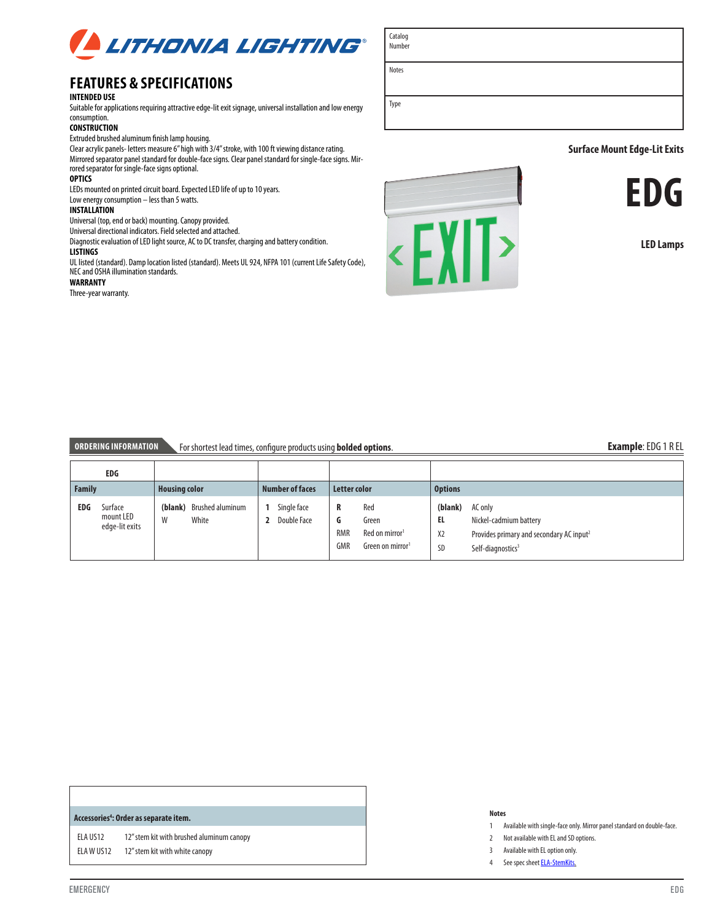# FEATURES & SPECIFICATIONS

| Catalog Number | |
|---|---|
| Notes | |
| Type | |

**Surface Mount Edge-Lit Exits**

# EDG

**LED Lamps**

**INTENDED USE**
Suitable for applications requiring attractive edge-lit exit signage, universal installation and low energy consumption.

**CONSTRUCTION**
Extruded brushed aluminum finish lamp housing.
Clear acrylic panels- letters measure 6" high with 3/4" stroke, with 100 ft viewing distance rating.
Mirrored separator panel standard for double-face signs. Clear panel standard for single-face signs. Mirrored separator for single-face signs optional.

**OPTICS**
LEDs mounted on printed circuit board. Expected LED life of up to 10 years.
Low energy consumption – less than 5 watts.

**INSTALLATION**
Universal (top, end or back) mounting. Canopy provided.
Universal directional indicators. Field selected and attached.
Diagnostic evaluation of LED light source, AC to DC transfer, charging and battery condition.

**LISTINGS**
UL listed (standard). Damp location listed (standard). Meets UL 924, NFPA 101 (current Life Safety Code), NEC and OSHA illumination standards.

**WARRANTY**
Three-year warranty.

## ORDERING INFORMATION

For shortest lead times, configure products using **bolded options**.

**Example**: EDG 1 R EL

| EDG | | | | |
|---|---|---|---|---|
| **Family** | **Housing color** | **Number of faces** | **Letter color** | **Options** |
| **EDG** Surface mount LED edge-lit exits | **(blank)** Brushed aluminum | **1** Single face | **R** Red | **(blank)** AC only |
| | W White | **2** Double Face | **G** Green | **EL** Nickel-cadmium battery |
| | | | RMR Red on mirror[1] | X2 Provides primary and secondary AC input[2] |
| | | | GMR Green on mirror[1] | SD Self-diagnostics[3] |

| Accessories[4]: Order as separate item. | |
|---|---|
| ELA US12 | 12" stem kit with brushed aluminum canopy |
| ELA W US12 | 12" stem kit with white canopy |

**Notes**
1. Available with single-face only. Mirror panel standard on double-face.
2. Not available with EL and SD options.
3. Available with EL option only.
4. See spec sheet ELA-StemKits.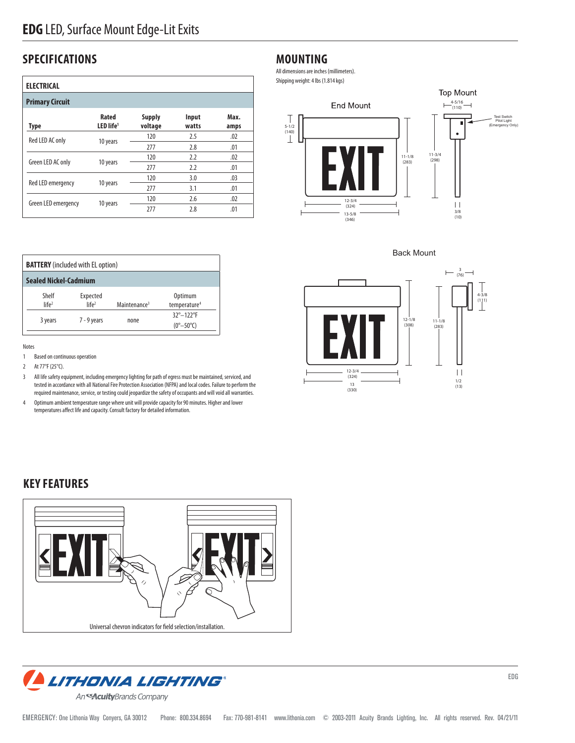# EDG LED, Surface Mount Edge-Lit Exits

## SPECIFICATIONS

**ELECTRICAL**

**Primary Circuit**

| Type | Rated LED life[1] | Supply voltage | Input watts | Max. amps |
|---|---|---|---|---|
| Red LED AC only | 10 years | 120 | 2.5 | .02 |
| | | 277 | 2.8 | .01 |
| Green LED AC only | 10 years | 120 | 2.2 | .02 |
| | | 277 | 2.2 | .01 |
| Red LED emergency | 10 years | 120 | 3.0 | .03 |
| | | 277 | 3.1 | .01 |
| Green LED emergency | 10 years | 120 | 2.6 | .02 |
| | | 277 | 2.8 | .01 |

**BATTERY** (included with EL option)

**Sealed Nickel-Cadmium**

| Shelf life[2] | Expected life[2] | Maintenance[3] | Optimum temperature[4] |
|---|---|---|---|
| 3 years | 7 - 9 years | none | 32°–122°F (0°–50°C) |

Notes

1. Based on continuous operation
2. At 77°F (25°C).
3. All life safety equipment, including emergency lighting for path of egress must be maintained, serviced, and tested in accordance with all National Fire Protection Association (NFPA) and local codes. Failure to perform the required maintenance, service, or testing could jeopardize the safety of occupants and will void all warranties.
4. Optimum ambient temperature range where unit will provide capacity for 90 minutes. Higher and lower temperatures affect life and capacity. Consult factory for detailed information.

## MOUNTING

All dimensions are inches (millimeters).

Shipping weight: 4 lbs (1.814 kgs)

End Mount

5-1/2 (140)

11-1/8 (283)

12-3/4 (324)

13-5/8 (346)

Top Mount

4-5/16 (110)

Test Switch Pilot Light (Emergency Only)

11-3/4 (298)

3/8 (10)

Back Mount

12-1/8 (308)

12-3/4 (324)

13 (330)

3 (76)

4-3/8 (111)

11-1/8 (283)

1/2 (13)

## KEY FEATURES

Universal chevron indicators for field selection/installation.

LITHONIA LIGHTING®
An Acuity Brands Company

EMERGENCY: One Lithonia Way Conyers, GA 30012 Phone: 800.334.8694 Fax: 770-981-8141 www.lithonia.com © 2003-2011 Acuity Brands Lighting, Inc. All rights reserved. Rev. 04/21/11